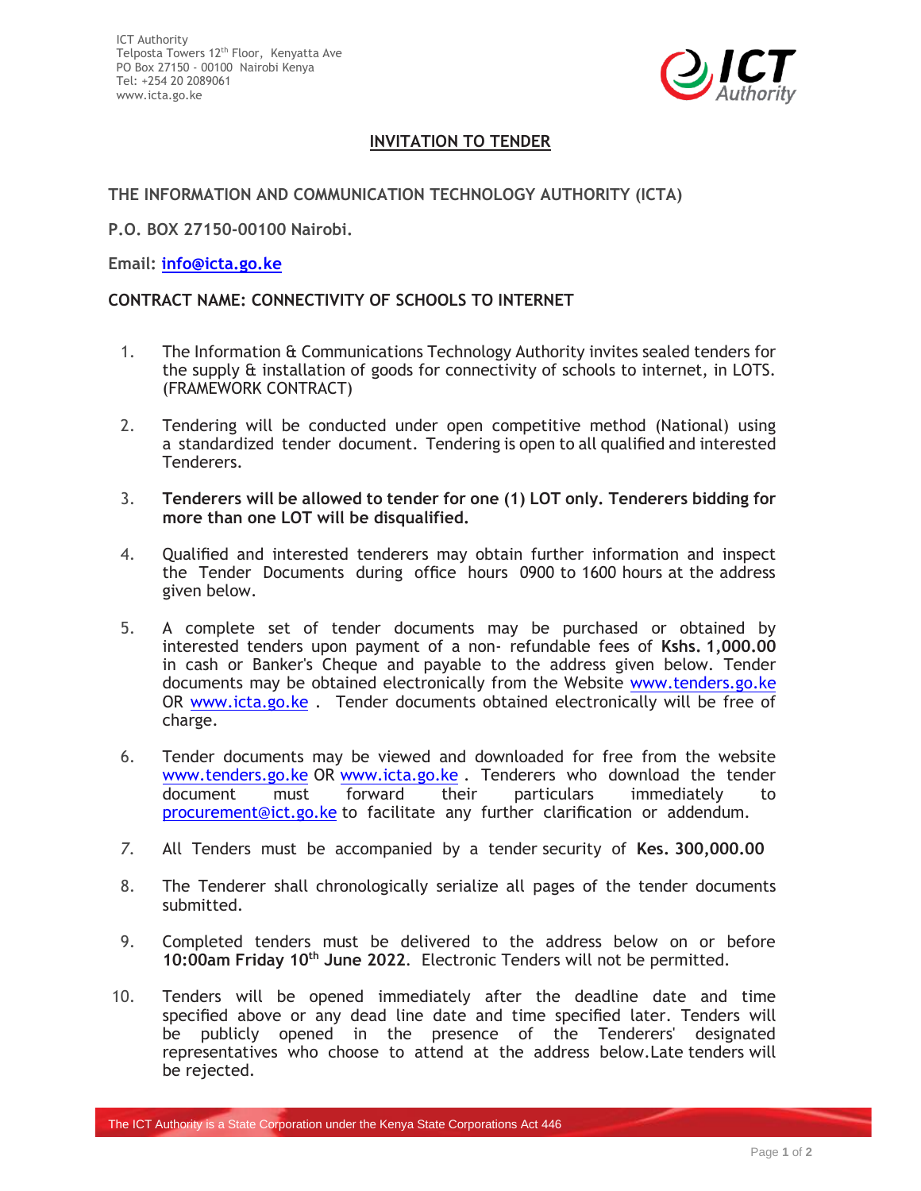ICT Authority
Telposta Towers 12th Floor, Kenyatta Ave
PO Box 27150 - 00100 Nairobi Kenya
Tel: +254 20 2089061
www.icta.go.ke

## INVITATION TO TENDER

**THE INFORMATION AND COMMUNICATION TECHNOLOGY AUTHORITY (ICTA)**

**P.O. BOX 27150-00100 Nairobi.**

**Email: info@icta.go.ke**

**CONTRACT NAME: CONNECTIVITY OF SCHOOLS TO INTERNET**

1. The Information & Communications Technology Authority invites sealed tenders for the supply & installation of goods for connectivity of schools to internet, in LOTS. (FRAMEWORK CONTRACT)

2. Tendering will be conducted under open competitive method (National) using a standardized tender document. Tendering is open to all qualified and interested Tenderers.

3. **Tenderers will be allowed to tender for one (1) LOT only. Tenderers bidding for more than one LOT will be disqualified.**

4. Qualified and interested tenderers may obtain further information and inspect the Tender Documents during office hours 0900 to 1600 hours at the address given below.

5. A complete set of tender documents may be purchased or obtained by interested tenders upon payment of a non- refundable fees of **Kshs. 1,000.00** in cash or Banker's Cheque and payable to the address given below. Tender documents may be obtained electronically from the Website www.tenders.go.ke OR www.icta.go.ke . Tender documents obtained electronically will be free of charge.

6. Tender documents may be viewed and downloaded for free from the website www.tenders.go.ke OR www.icta.go.ke . Tenderers who download the tender document must forward their particulars immediately to procurement@ict.go.ke to facilitate any further clarification or addendum.

7. All Tenders must be accompanied by a tender security of **Kes. 300,000.00**

8. The Tenderer shall chronologically serialize all pages of the tender documents submitted.

9. Completed tenders must be delivered to the address below on or before **10:00am Friday 10th June 2022**. Electronic Tenders will not be permitted.

10. Tenders will be opened immediately after the deadline date and time specified above or any dead line date and time specified later. Tenders will be publicly opened in the presence of the Tenderers' designated representatives who choose to attend at the address below.Late tenders will be rejected.

The ICT Authority is a State Corporation under the Kenya State Corporations Act 446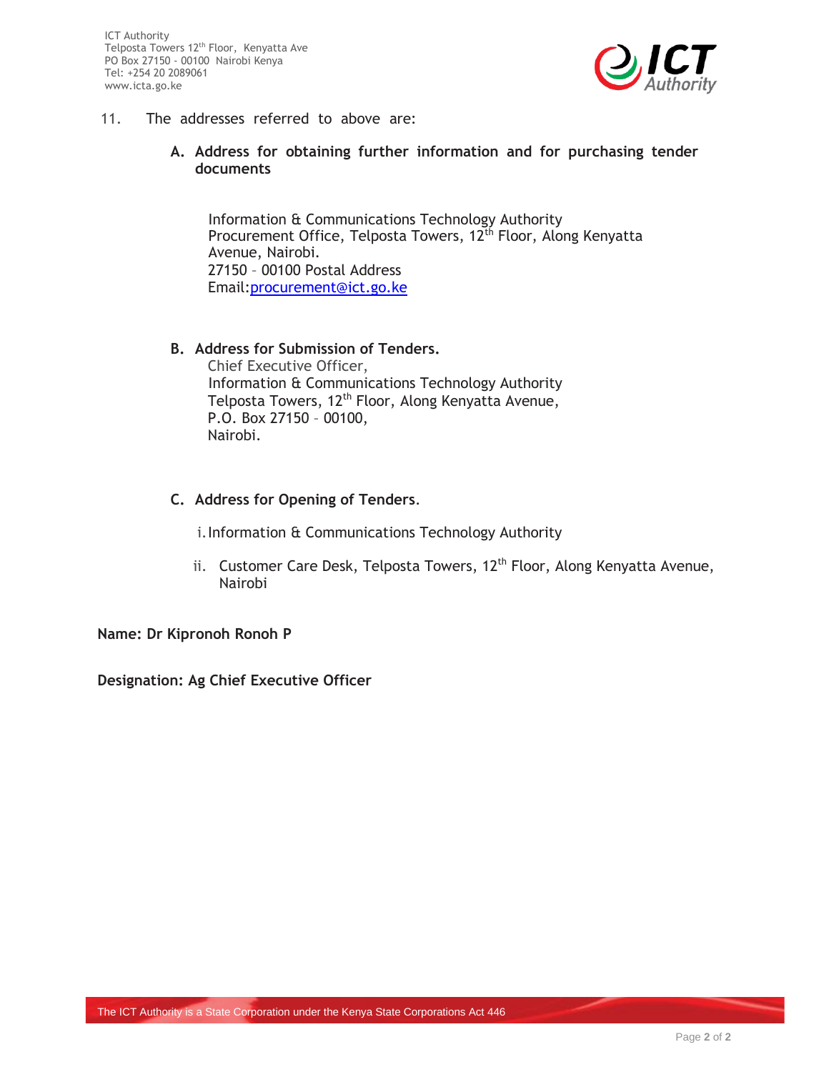11. The addresses referred to above are:

**A. Address for obtaining further information and for purchasing tender documents**

Information & Communications Technology Authority
Procurement Office, Telposta Towers, 12th Floor, Along Kenyatta Avenue, Nairobi.
27150 – 00100 Postal Address
Email: procurement@ict.go.ke

**B. Address for Submission of Tenders.**

Chief Executive Officer,
Information & Communications Technology Authority
Telposta Towers, 12th Floor, Along Kenyatta Avenue,
P.O. Box 27150 – 00100,
Nairobi.

**C. Address for Opening of Tenders.**

i. Information & Communications Technology Authority

ii. Customer Care Desk, Telposta Towers, 12th Floor, Along Kenyatta Avenue, Nairobi

**Name: Dr Kipronoh Ronoh P**

**Designation: Ag Chief Executive Officer**

The ICT Authority is a State Corporation under the Kenya State Corporations Act 446